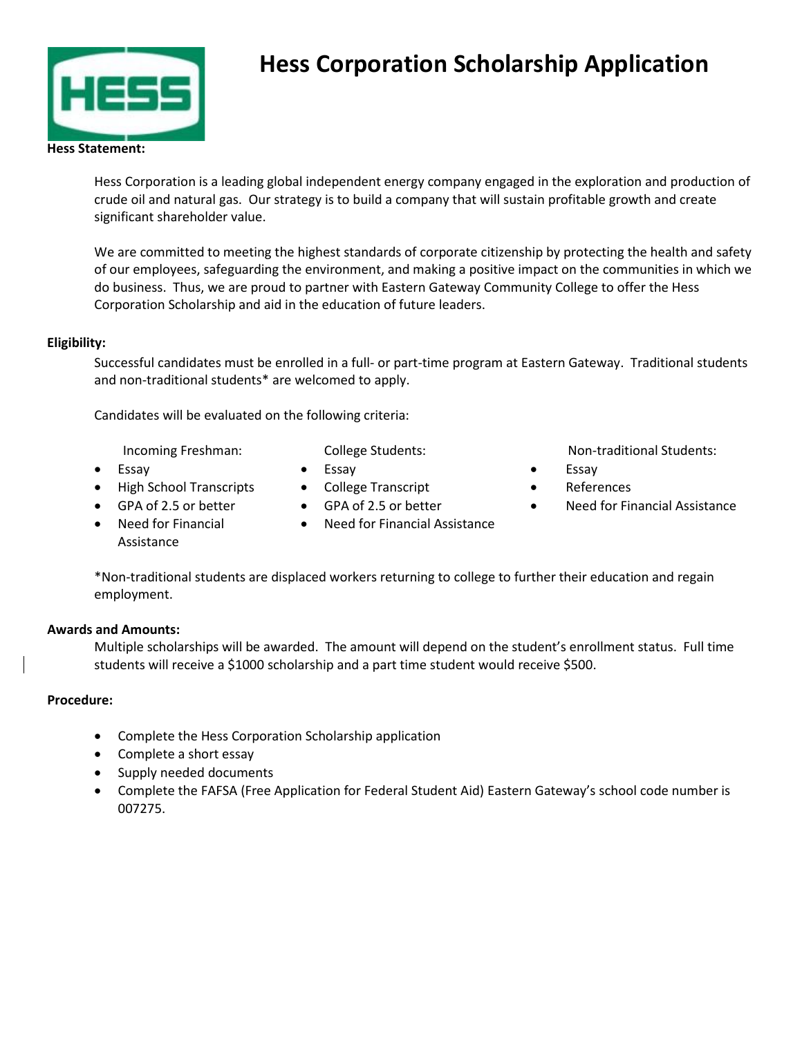# Hess Corporation Scholarship Application

**Hess Statement:**

Hess Corporation is a leading global independent energy company engaged in the exploration and production of crude oil and natural gas. Our strategy is to build a company that will sustain profitable growth and create significant shareholder value.

We are committed to meeting the highest standards of corporate citizenship by protecting the health and safety of our employees, safeguarding the environment, and making a positive impact on the communities in which we do business. Thus, we are proud to partner with Eastern Gateway Community College to offer the Hess Corporation Scholarship and aid in the education of future leaders.

**Eligibility:**

Successful candidates must be enrolled in a full- or part-time program at Eastern Gateway. Traditional students and non-traditional students* are welcomed to apply.

Candidates will be evaluated on the following criteria:

Incoming Freshman:

- Essay
- High School Transcripts
- GPA of 2.5 or better
- Need for Financial Assistance

College Students:

- Essay
- College Transcript
- GPA of 2.5 or better
- Need for Financial Assistance

Non-traditional Students:

- Essay
- References
- Need for Financial Assistance

*Non-traditional students are displaced workers returning to college to further their education and regain employment.

**Awards and Amounts:**

Multiple scholarships will be awarded. The amount will depend on the student's enrollment status. Full time students will receive a $1000 scholarship and a part time student would receive $500.

**Procedure:**

- Complete the Hess Corporation Scholarship application
- Complete a short essay
- Supply needed documents
- Complete the FAFSA (Free Application for Federal Student Aid) Eastern Gateway's school code number is 007275.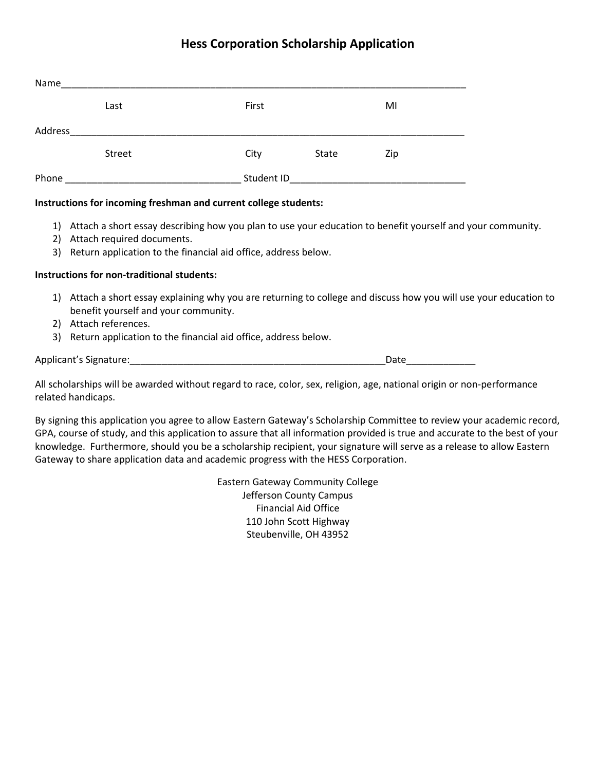# Hess Corporation Scholarship Application

Name_____________________________________________________________________________

Last | First | MI

Address___________________________________________________________________________

Street | City | State | Zip

Phone ________________________________ Student ID________________________________

**Instructions for incoming freshman and current college students:**

1) Attach a short essay describing how you plan to use your education to benefit yourself and your community.
2) Attach required documents.
3) Return application to the financial aid office, address below.

**Instructions for non-traditional students:**

1) Attach a short essay explaining why you are returning to college and discuss how you will use your education to benefit yourself and your community.
2) Attach references.
3) Return application to the financial aid office, address below.

Applicant's Signature:_________________________________________________Date_____________

All scholarships will be awarded without regard to race, color, sex, religion, age, national origin or non-performance related handicaps.

By signing this application you agree to allow Eastern Gateway's Scholarship Committee to review your academic record, GPA, course of study, and this application to assure that all information provided is true and accurate to the best of your knowledge. Furthermore, should you be a scholarship recipient, your signature will serve as a release to allow Eastern Gateway to share application data and academic progress with the HESS Corporation.

Eastern Gateway Community College
Jefferson County Campus
Financial Aid Office
110 John Scott Highway
Steubenville, OH 43952